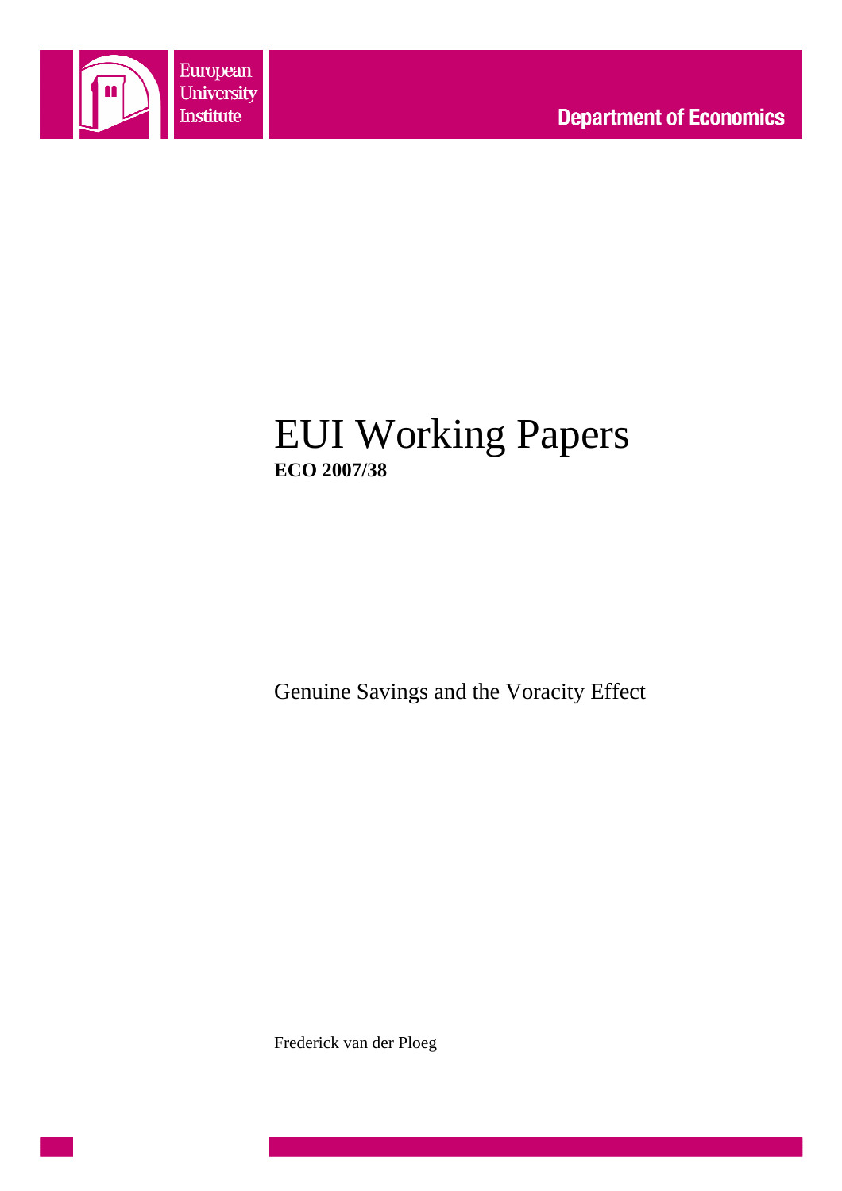European University Institute

Department of Economics

# EUI Working Papers

**ECO 2007/38**

Genuine Savings and the Voracity Effect

Frederick van der Ploeg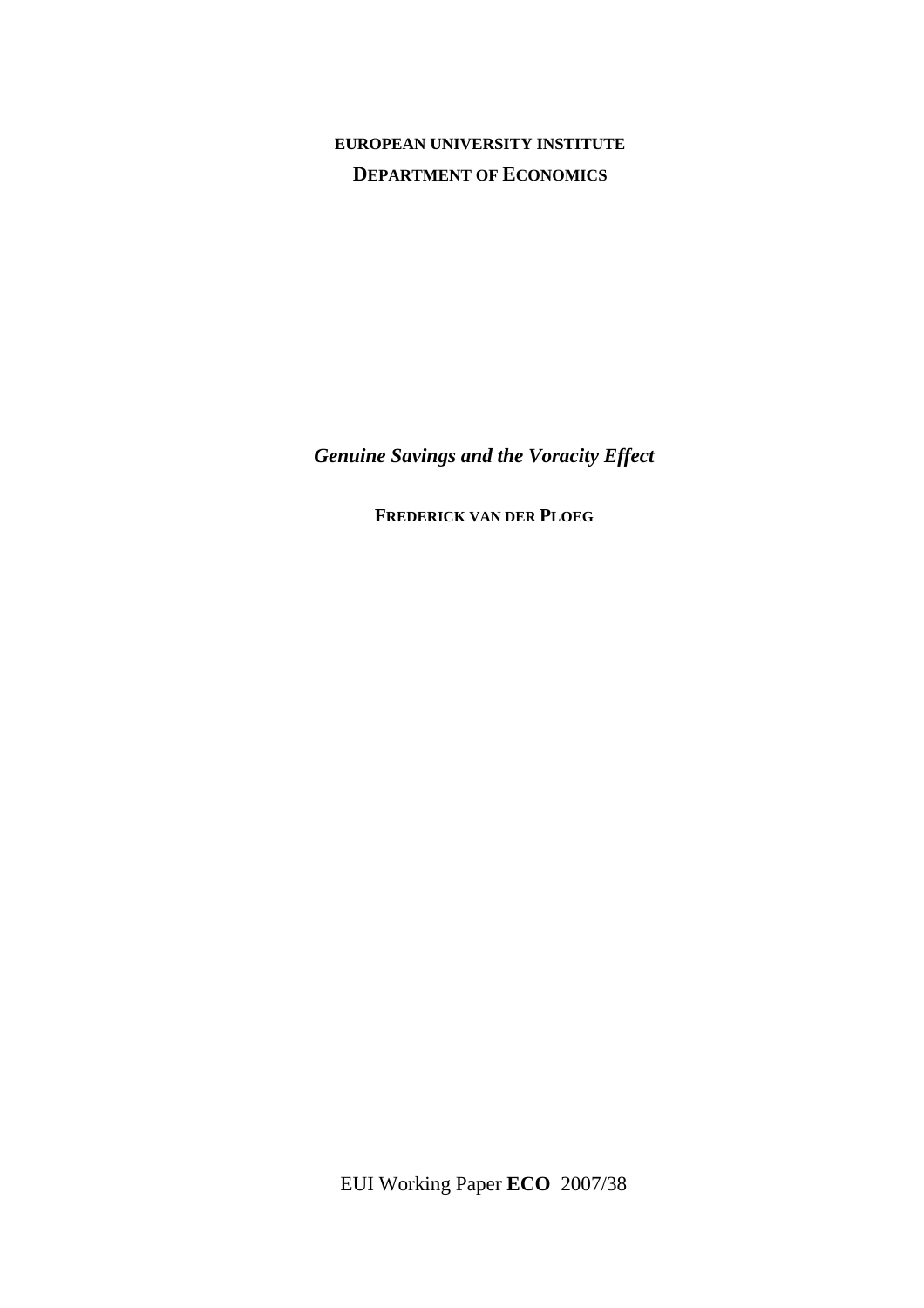**EUROPEAN UNIVERSITY INSTITUTE**

**DEPARTMENT OF ECONOMICS**

***Genuine Savings and the Voracity Effect***

**FREDERICK VAN DER PLOEG**

EUI Working Paper **ECO** 2007/38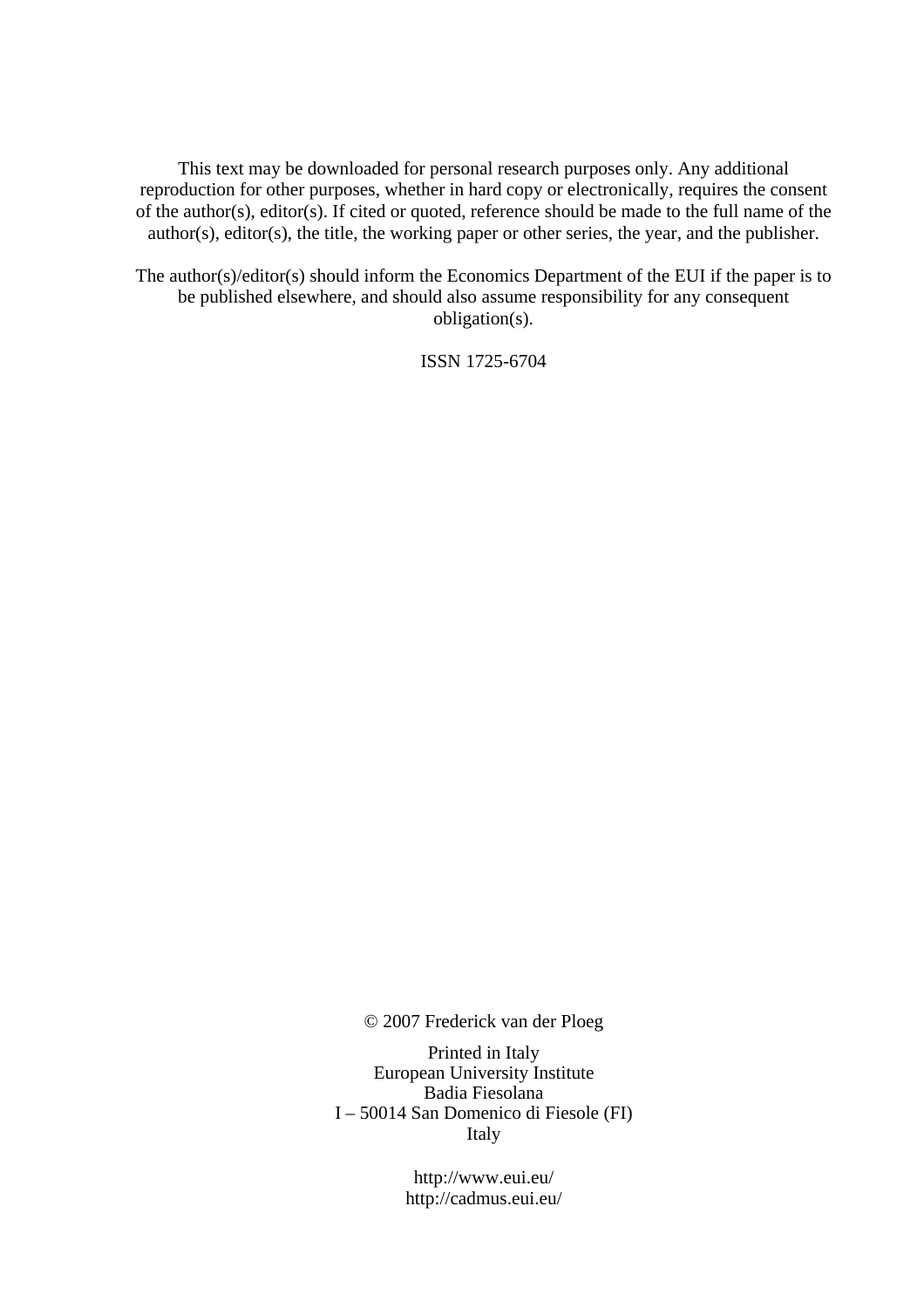This text may be downloaded for personal research purposes only. Any additional reproduction for other purposes, whether in hard copy or electronically, requires the consent of the author(s), editor(s). If cited or quoted, reference should be made to the full name of the author(s), editor(s), the title, the working paper or other series, the year, and the publisher.

The author(s)/editor(s) should inform the Economics Department of the EUI if the paper is to be published elsewhere, and should also assume responsibility for any consequent obligation(s).

ISSN 1725-6704

© 2007 Frederick van der Ploeg

Printed in Italy  
European University Institute  
Badia Fiesolana  
I – 50014 San Domenico di Fiesole (FI)  
Italy

http://www.eui.eu/  
http://cadmus.eui.eu/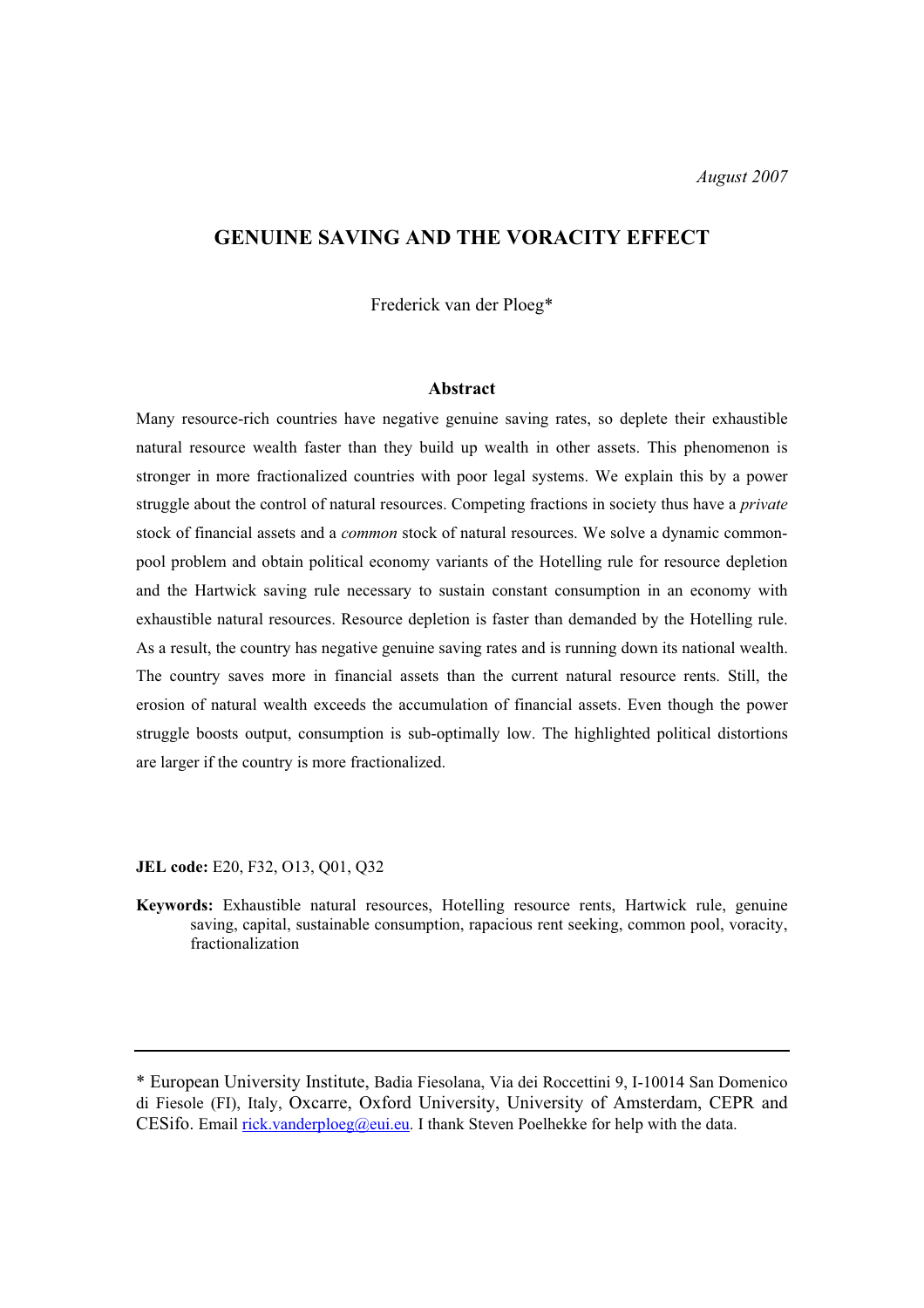August 2007

# GENUINE SAVING AND THE VORACITY EFFECT

Frederick van der Ploeg*

## Abstract

Many resource-rich countries have negative genuine saving rates, so deplete their exhaustible natural resource wealth faster than they build up wealth in other assets. This phenomenon is stronger in more fractionalized countries with poor legal systems. We explain this by a power struggle about the control of natural resources. Competing fractions in society thus have a *private* stock of financial assets and a *common* stock of natural resources. We solve a dynamic common-pool problem and obtain political economy variants of the Hotelling rule for resource depletion and the Hartwick saving rule necessary to sustain constant consumption in an economy with exhaustible natural resources. Resource depletion is faster than demanded by the Hotelling rule. As a result, the country has negative genuine saving rates and is running down its national wealth. The country saves more in financial assets than the current natural resource rents. Still, the erosion of natural wealth exceeds the accumulation of financial assets. Even though the power struggle boosts output, consumption is sub-optimally low. The highlighted political distortions are larger if the country is more fractionalized.

**JEL code:** E20, F32, O13, Q01, Q32

**Keywords:** Exhaustible natural resources, Hotelling resource rents, Hartwick rule, genuine saving, capital, sustainable consumption, rapacious rent seeking, common pool, voracity, fractionalization

---

* European University Institute, Badia Fiesolana, Via dei Roccettini 9, I-10014 San Domenico di Fiesole (FI), Italy, Oxcarre, Oxford University, University of Amsterdam, CEPR and CESifo. Email rick.vanderploeg@eui.eu. I thank Steven Poelhekke for help with the data.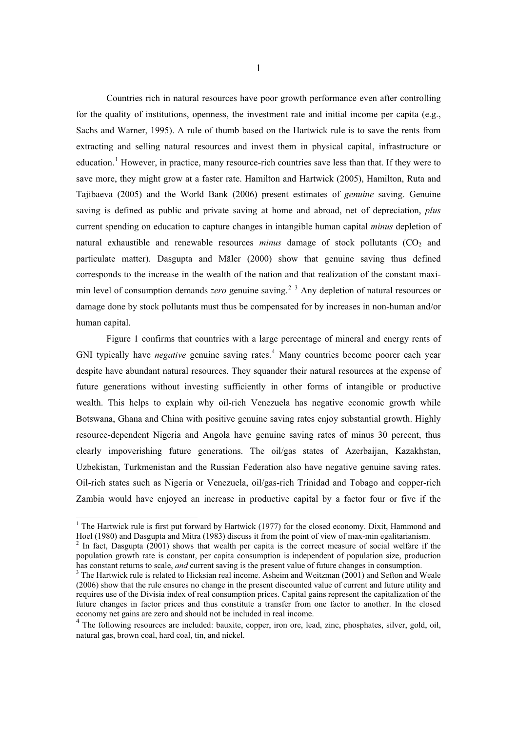Countries rich in natural resources have poor growth performance even after controlling for the quality of institutions, openness, the investment rate and initial income per capita (e.g., Sachs and Warner, 1995). A rule of thumb based on the Hartwick rule is to save the rents from extracting and selling natural resources and invest them in physical capital, infrastructure or education.[1] However, in practice, many resource-rich countries save less than that. If they were to save more, they might grow at a faster rate. Hamilton and Hartwick (2005), Hamilton, Ruta and Tajibaeva (2005) and the World Bank (2006) present estimates of *genuine* saving. Genuine saving is defined as public and private saving at home and abroad, net of depreciation, *plus* current spending on education to capture changes in intangible human capital *minus* depletion of natural exhaustible and renewable resources *minus* damage of stock pollutants ($CO_2$ and particulate matter). Dasgupta and Mäler (2000) show that genuine saving thus defined corresponds to the increase in the wealth of the nation and that realization of the constant maxi-min level of consumption demands *zero* genuine saving.[2] [3] Any depletion of natural resources or damage done by stock pollutants must thus be compensated for by increases in non-human and/or human capital.

Figure 1 confirms that countries with a large percentage of mineral and energy rents of GNI typically have *negative* genuine saving rates.[4] Many countries become poorer each year despite have abundant natural resources. They squander their natural resources at the expense of future generations without investing sufficiently in other forms of intangible or productive wealth. This helps to explain why oil-rich Venezuela has negative economic growth while Botswana, Ghana and China with positive genuine saving rates enjoy substantial growth. Highly resource-dependent Nigeria and Angola have genuine saving rates of minus 30 percent, thus clearly impoverishing future generations. The oil/gas states of Azerbaijan, Kazakhstan, Uzbekistan, Turkmenistan and the Russian Federation also have negative genuine saving rates. Oil-rich states such as Nigeria or Venezuela, oil/gas-rich Trinidad and Tobago and copper-rich Zambia would have enjoyed an increase in productive capital by a factor four or five if the

[1] The Hartwick rule is first put forward by Hartwick (1977) for the closed economy. Dixit, Hammond and Hoel (1980) and Dasgupta and Mitra (1983) discuss it from the point of view of max-min egalitarianism.

[2] In fact, Dasgupta (2001) shows that wealth per capita is the correct measure of social welfare if the population growth rate is constant, per capita consumption is independent of population size, production has constant returns to scale, *and* current saving is the present value of future changes in consumption.

[3] The Hartwick rule is related to Hicksian real income. Asheim and Weitzman (2001) and Sefton and Weale (2006) show that the rule ensures no change in the present discounted value of current and future utility and requires use of the Divisia index of real consumption prices. Capital gains represent the capitalization of the future changes in factor prices and thus constitute a transfer from one factor to another. In the closed economy net gains are zero and should not be included in real income.

[4] The following resources are included: bauxite, copper, iron ore, lead, zinc, phosphates, silver, gold, oil, natural gas, brown coal, hard coal, tin, and nickel.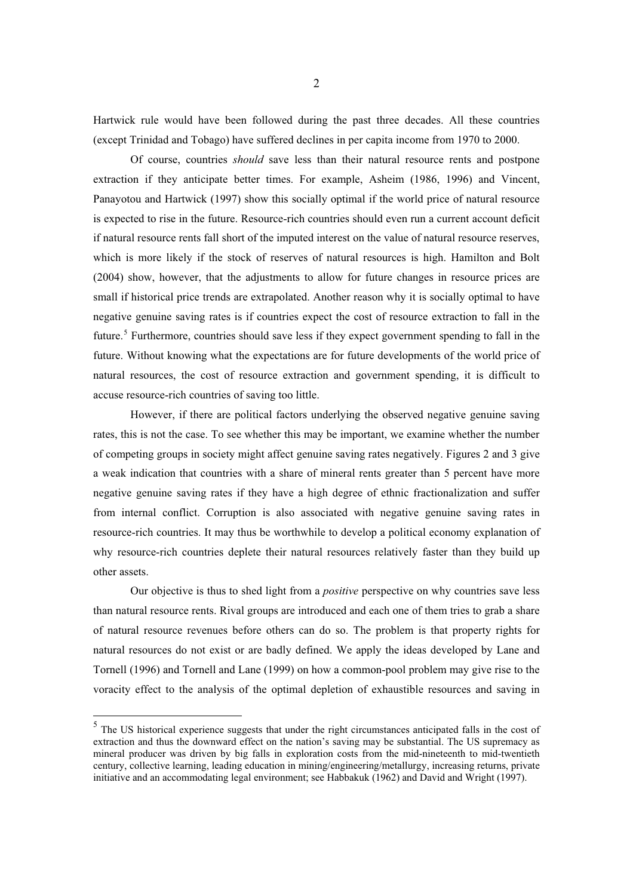Hartwick rule would have been followed during the past three decades. All these countries (except Trinidad and Tobago) have suffered declines in per capita income from 1970 to 2000.

Of course, countries *should* save less than their natural resource rents and postpone extraction if they anticipate better times. For example, Asheim (1986, 1996) and Vincent, Panayotou and Hartwick (1997) show this socially optimal if the world price of natural resource is expected to rise in the future. Resource-rich countries should even run a current account deficit if natural resource rents fall short of the imputed interest on the value of natural resource reserves, which is more likely if the stock of reserves of natural resources is high. Hamilton and Bolt (2004) show, however, that the adjustments to allow for future changes in resource prices are small if historical price trends are extrapolated. Another reason why it is socially optimal to have negative genuine saving rates is if countries expect the cost of resource extraction to fall in the future.[5] Furthermore, countries should save less if they expect government spending to fall in the future. Without knowing what the expectations are for future developments of the world price of natural resources, the cost of resource extraction and government spending, it is difficult to accuse resource-rich countries of saving too little.

However, if there are political factors underlying the observed negative genuine saving rates, this is not the case. To see whether this may be important, we examine whether the number of competing groups in society might affect genuine saving rates negatively. Figures 2 and 3 give a weak indication that countries with a share of mineral rents greater than 5 percent have more negative genuine saving rates if they have a high degree of ethnic fractionalization and suffer from internal conflict. Corruption is also associated with negative genuine saving rates in resource-rich countries. It may thus be worthwhile to develop a political economy explanation of why resource-rich countries deplete their natural resources relatively faster than they build up other assets.

Our objective is thus to shed light from a *positive* perspective on why countries save less than natural resource rents. Rival groups are introduced and each one of them tries to grab a share of natural resource revenues before others can do so. The problem is that property rights for natural resources do not exist or are badly defined. We apply the ideas developed by Lane and Tornell (1996) and Tornell and Lane (1999) on how a common-pool problem may give rise to the voracity effect to the analysis of the optimal depletion of exhaustible resources and saving in

[5] The US historical experience suggests that under the right circumstances anticipated falls in the cost of extraction and thus the downward effect on the nation's saving may be substantial. The US supremacy as mineral producer was driven by big falls in exploration costs from the mid-nineteenth to mid-twentieth century, collective learning, leading education in mining/engineering/metallurgy, increasing returns, private initiative and an accommodating legal environment; see Habbakuk (1962) and David and Wright (1997).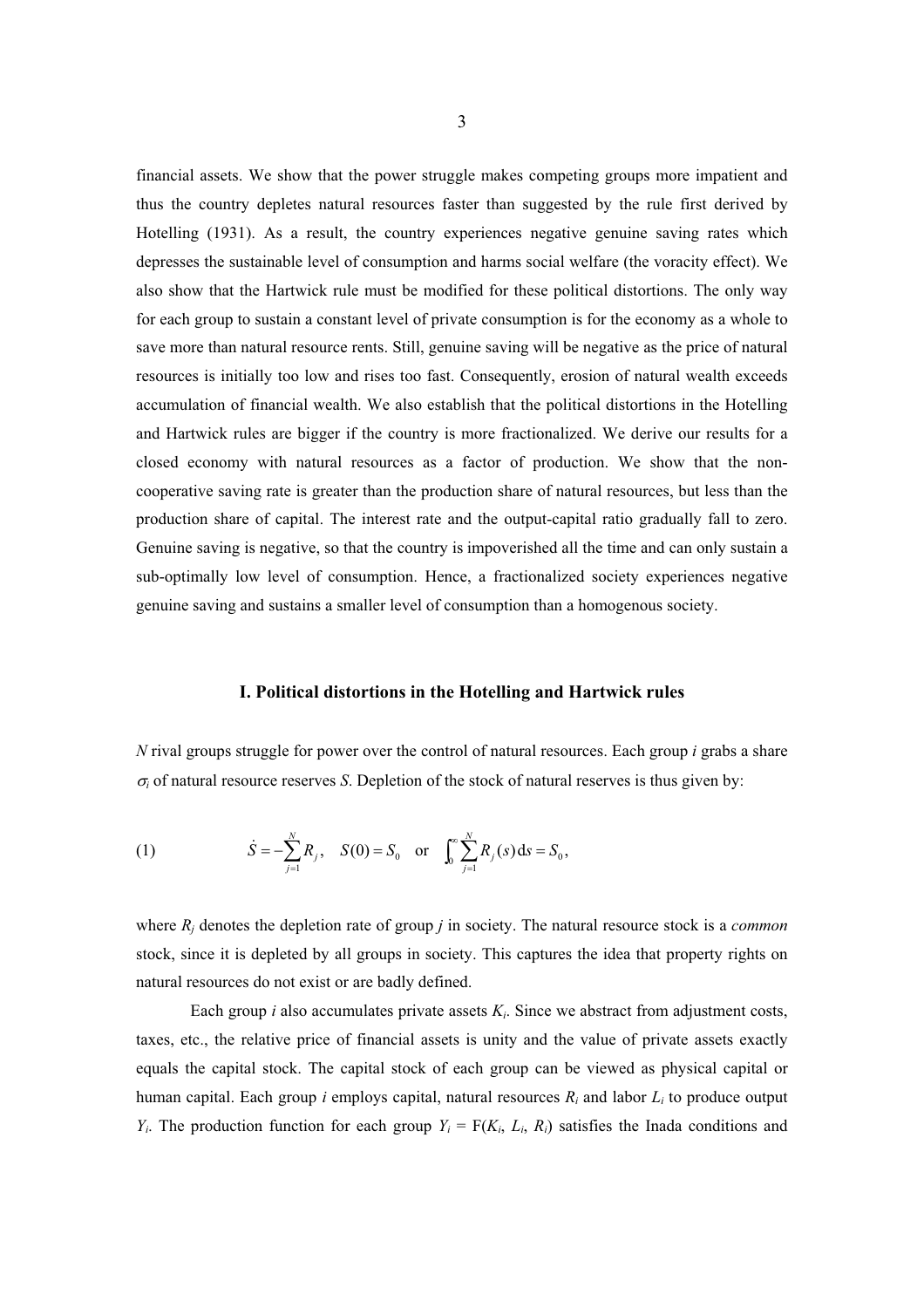financial assets. We show that the power struggle makes competing groups more impatient and thus the country depletes natural resources faster than suggested by the rule first derived by Hotelling (1931). As a result, the country experiences negative genuine saving rates which depresses the sustainable level of consumption and harms social welfare (the voracity effect). We also show that the Hartwick rule must be modified for these political distortions. The only way for each group to sustain a constant level of private consumption is for the economy as a whole to save more than natural resource rents. Still, genuine saving will be negative as the price of natural resources is initially too low and rises too fast. Consequently, erosion of natural wealth exceeds accumulation of financial wealth. We also establish that the political distortions in the Hotelling and Hartwick rules are bigger if the country is more fractionalized. We derive our results for a closed economy with natural resources as a factor of production. We show that the non-cooperative saving rate is greater than the production share of natural resources, but less than the production share of capital. The interest rate and the output-capital ratio gradually fall to zero. Genuine saving is negative, so that the country is impoverished all the time and can only sustain a sub-optimally low level of consumption. Hence, a fractionalized society experiences negative genuine saving and sustains a smaller level of consumption than a homogenous society.

## I. Political distortions in the Hotelling and Hartwick rules

*N* rival groups struggle for power over the control of natural resources. Each group *i* grabs a share $\sigma_i$ of natural resource reserves *S*. Depletion of the stock of natural reserves is thus given by:

$$\text{(1)} \qquad \dot{S} = -\sum_{j=1}^{N} R_j, \quad S(0) = S_0 \quad \text{or} \quad \int_0^{\infty} \sum_{j=1}^{N} R_j(s)\,\mathrm{d}s = S_0,$$

where $R_j$ denotes the depletion rate of group *j* in society. The natural resource stock is a *common* stock, since it is depleted by all groups in society. This captures the idea that property rights on natural resources do not exist or are badly defined.

Each group *i* also accumulates private assets $K_i$. Since we abstract from adjustment costs, taxes, etc., the relative price of financial assets is unity and the value of private assets exactly equals the capital stock. The capital stock of each group can be viewed as physical capital or human capital. Each group *i* employs capital, natural resources $R_i$ and labor $L_i$ to produce output $Y_i$. The production function for each group $Y_i = \mathrm{F}(K_i, L_i, R_i)$ satisfies the Inada conditions and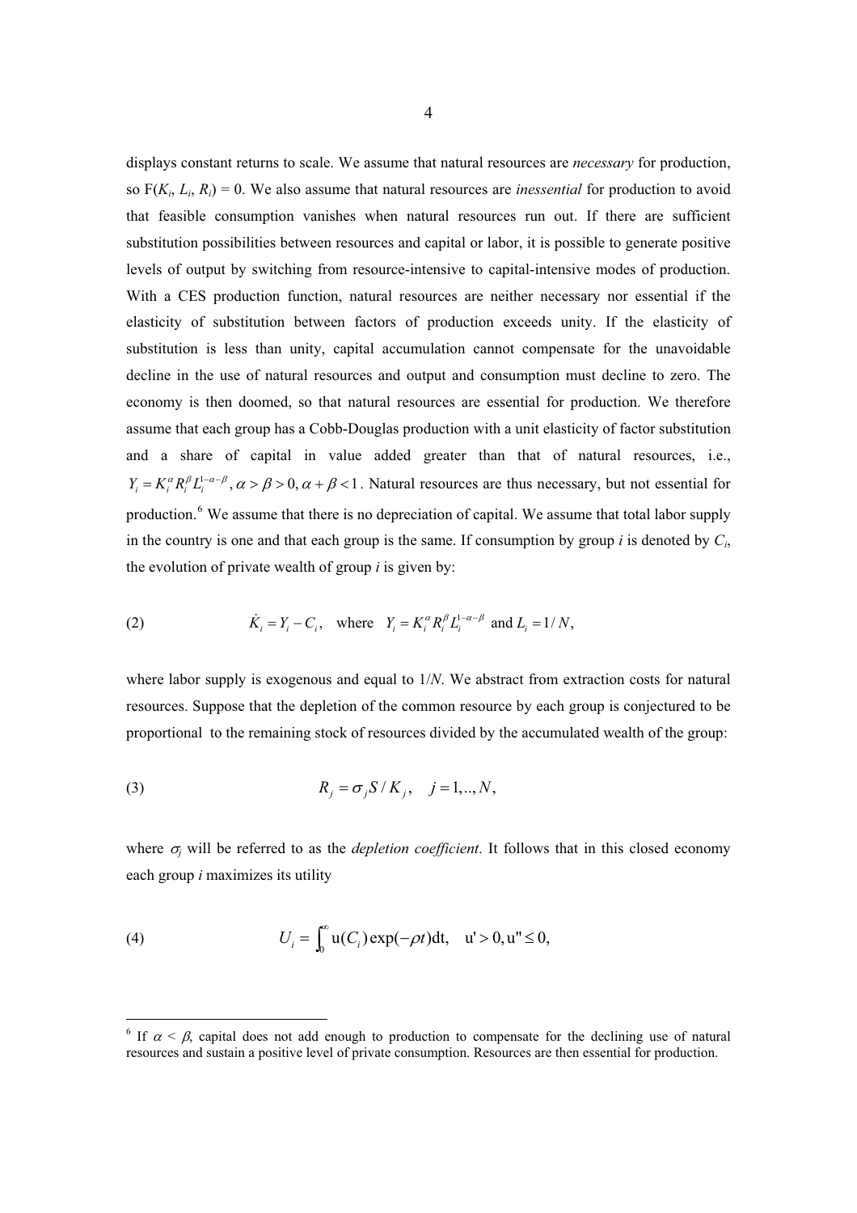displays constant returns to scale. We assume that natural resources are *necessary* for production, so $F(K_i, L_i, R_i) = 0$. We also assume that natural resources are *inessential* for production to avoid that feasible consumption vanishes when natural resources run out. If there are sufficient substitution possibilities between resources and capital or labor, it is possible to generate positive levels of output by switching from resource-intensive to capital-intensive modes of production. With a CES production function, natural resources are neither necessary nor essential if the elasticity of substitution between factors of production exceeds unity. If the elasticity of substitution is less than unity, capital accumulation cannot compensate for the unavoidable decline in the use of natural resources and output and consumption must decline to zero. The economy is then doomed, so that natural resources are essential for production. We therefore assume that each group has a Cobb-Douglas production with a unit elasticity of factor substitution and a share of capital in value added greater than that of natural resources, i.e., $Y_i = K_i^{\alpha} R_i^{\beta} L_i^{1-\alpha-\beta}$, $\alpha > \beta > 0, \alpha + \beta < 1$. Natural resources are thus necessary, but not essential for production.[6] We assume that there is no depreciation of capital. We assume that total labor supply in the country is one and that each group is the same. If consumption by group $i$ is denoted by $C_i$, the evolution of private wealth of group $i$ is given by:

$$\text{(2)} \qquad \dot{K}_i = Y_i - C_i, \quad \text{where} \quad Y_i = K_i^{\alpha} R_i^{\beta} L_i^{1-\alpha-\beta} \ \text{and} \ L_i = 1/N,$$

where labor supply is exogenous and equal to $1/N$. We abstract from extraction costs for natural resources. Suppose that the depletion of the common resource by each group is conjectured to be proportional to the remaining stock of resources divided by the accumulated wealth of the group:

$$\text{(3)} \qquad R_j = \sigma_j S / K_j, \quad j = 1,..,N,$$

where $\sigma_j$ will be referred to as the *depletion coefficient*. It follows that in this closed economy each group $i$ maximizes its utility

$$\text{(4)} \qquad U_i = \int_0^{\infty} \mathrm{u}(C_i)\exp(-\rho t)\mathrm{d}t, \quad \mathrm{u}' > 0, \mathrm{u}'' \leq 0,$$

---

[6] If $\alpha < \beta$, capital does not add enough to production to compensate for the declining use of natural resources and sustain a positive level of private consumption. Resources are then essential for production.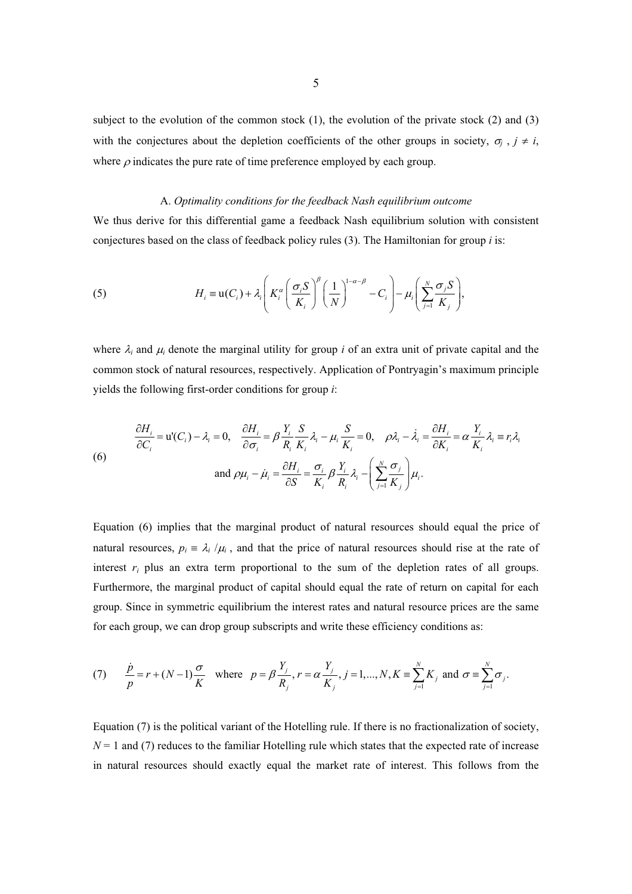subject to the evolution of the common stock (1), the evolution of the private stock (2) and (3) with the conjectures about the depletion coefficients of the other groups in society, $\sigma_j$ , $j \neq i$, where $\rho$ indicates the pure rate of time preference employed by each group.

### A. *Optimality conditions for the feedback Nash equilibrium outcome*

We thus derive for this differential game a feedback Nash equilibrium solution with consistent conjectures based on the class of feedback policy rules (3). The Hamiltonian for group *i* is:

$$
(5) \qquad H_i \equiv \mathrm{u}(C_i) + \lambda_i \left( K_i^{\alpha} \left( \frac{\sigma_i S}{K_i} \right)^{\beta} \left( \frac{1}{N} \right)^{1-\alpha-\beta} - C_i \right) - \mu_i \left( \sum_{j=1}^{N} \frac{\sigma_j S}{K_j} \right),
$$

where $\lambda_i$ and $\mu_i$ denote the marginal utility for group *i* of an extra unit of private capital and the common stock of natural resources, respectively. Application of Pontryagin's maximum principle yields the following first-order conditions for group *i*:

$$
(6) \qquad \frac{\partial H_i}{\partial C_i} = \mathrm{u}'(C_i) - \lambda_i = 0, \quad \frac{\partial H_i}{\partial \sigma_i} = \beta \frac{Y_i}{R_i} \frac{S}{K_i} \lambda_i - \mu_i \frac{S}{K_i} = 0, \quad \rho \lambda_i - \dot{\lambda}_i = \frac{\partial H_i}{\partial K_i} = \alpha \frac{Y_i}{K_i} \lambda_i \equiv r_i \lambda_i
$$
$$
\text{and } \rho \mu_i - \dot{\mu}_i = \frac{\partial H_i}{\partial S} = \frac{\sigma_i}{K_i} \beta \frac{Y_i}{R_i} \lambda_i - \left( \sum_{j=1}^{N} \frac{\sigma_j}{K_j} \right) \mu_i .
$$

Equation (6) implies that the marginal product of natural resources should equal the price of natural resources, $p_i \equiv \lambda_i / \mu_i$ , and that the price of natural resources should rise at the rate of interest $r_i$ plus an extra term proportional to the sum of the depletion rates of all groups. Furthermore, the marginal product of capital should equal the rate of return on capital for each group. Since in symmetric equilibrium the interest rates and natural resource prices are the same for each group, we can drop group subscripts and write these efficiency conditions as:

$$
(7) \qquad \frac{\dot{p}}{p} = r + (N-1)\frac{\sigma}{K} \quad \text{where} \quad p = \beta \frac{Y_j}{R_j}, \, r = \alpha \frac{Y_j}{K_j}, \, j = 1, \ldots, N, \, K \equiv \sum_{j=1}^{N} K_j \text{ and } \sigma \equiv \sum_{j=1}^{N} \sigma_j .
$$

Equation (7) is the political variant of the Hotelling rule. If there is no fractionalization of society, $N = 1$ and (7) reduces to the familiar Hotelling rule which states that the expected rate of increase in natural resources should exactly equal the market rate of interest. This follows from the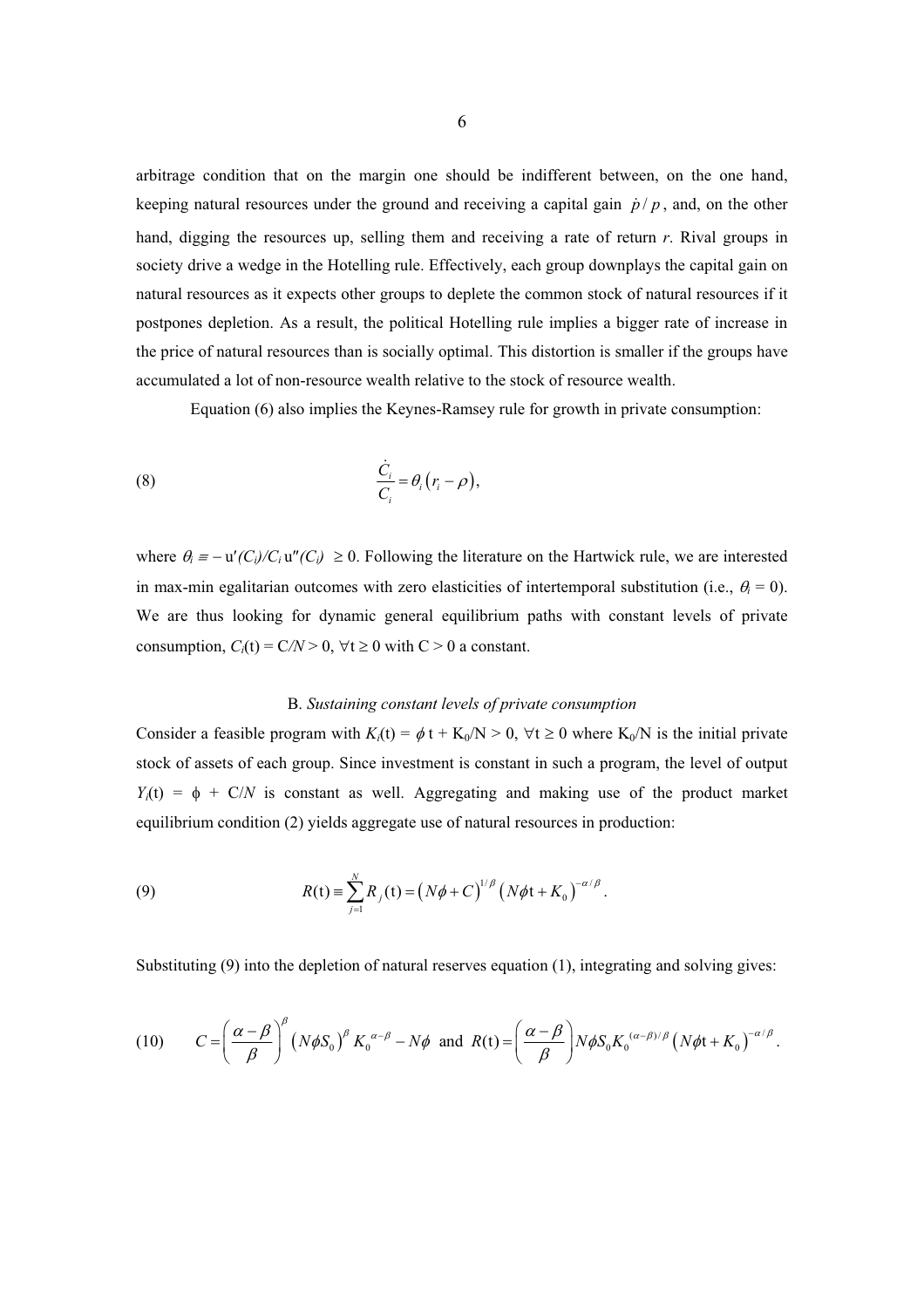arbitrage condition that on the margin one should be indifferent between, on the one hand, keeping natural resources under the ground and receiving a capital gain $\dot{p}/p$, and, on the other hand, digging the resources up, selling them and receiving a rate of return *r*. Rival groups in society drive a wedge in the Hotelling rule. Effectively, each group downplays the capital gain on natural resources as it expects other groups to deplete the common stock of natural resources if it postpones depletion. As a result, the political Hotelling rule implies a bigger rate of increase in the price of natural resources than is socially optimal. This distortion is smaller if the groups have accumulated a lot of non-resource wealth relative to the stock of resource wealth.

Equation (6) also implies the Keynes-Ramsey rule for growth in private consumption:

$$\text{(8)} \qquad \frac{\dot{C}_i}{C_i} = \theta_i \left( r_i - \rho \right),$$

where $\theta_i \equiv -\mathrm{u}'(C_i)/C_i\,\mathrm{u}''(C_i) \geq 0$. Following the literature on the Hartwick rule, we are interested in max-min egalitarian outcomes with zero elasticities of intertemporal substitution (i.e., $\theta_i = 0$). We are thus looking for dynamic general equilibrium paths with constant levels of private consumption, $C_i(\mathrm{t}) = C/N > 0$, $\forall \mathrm{t} \geq 0$ with $C > 0$ a constant.

### B. *Sustaining constant levels of private consumption*

Consider a feasible program with $K_i(\mathrm{t}) = \phi\,\mathrm{t} + K_0/N > 0$, $\forall \mathrm{t} \geq 0$ where $K_0/N$ is the initial private stock of assets of each group. Since investment is constant in such a program, the level of output $Y_i(\mathrm{t}) = \phi + C/N$ is constant as well. Aggregating and making use of the product market equilibrium condition (2) yields aggregate use of natural resources in production:

$$\text{(9)} \qquad R(\mathrm{t}) \equiv \sum_{j=1}^{N} R_j(\mathrm{t}) = \left( N\phi + C \right)^{1/\beta} \left( N\phi \mathrm{t} + K_0 \right)^{-\alpha/\beta}.$$

Substituting (9) into the depletion of natural reserves equation (1), integrating and solving gives:

$$\text{(10)} \qquad C = \left( \frac{\alpha - \beta}{\beta} \right)^{\beta} \left( N\phi S_0 \right)^{\beta} K_0^{\,\alpha-\beta} - N\phi \;\; \text{and} \;\; R(\mathrm{t}) = \left( \frac{\alpha - \beta}{\beta} \right) N\phi S_0 K_0^{\,(\alpha-\beta)/\beta} \left( N\phi \mathrm{t} + K_0 \right)^{-\alpha/\beta}.$$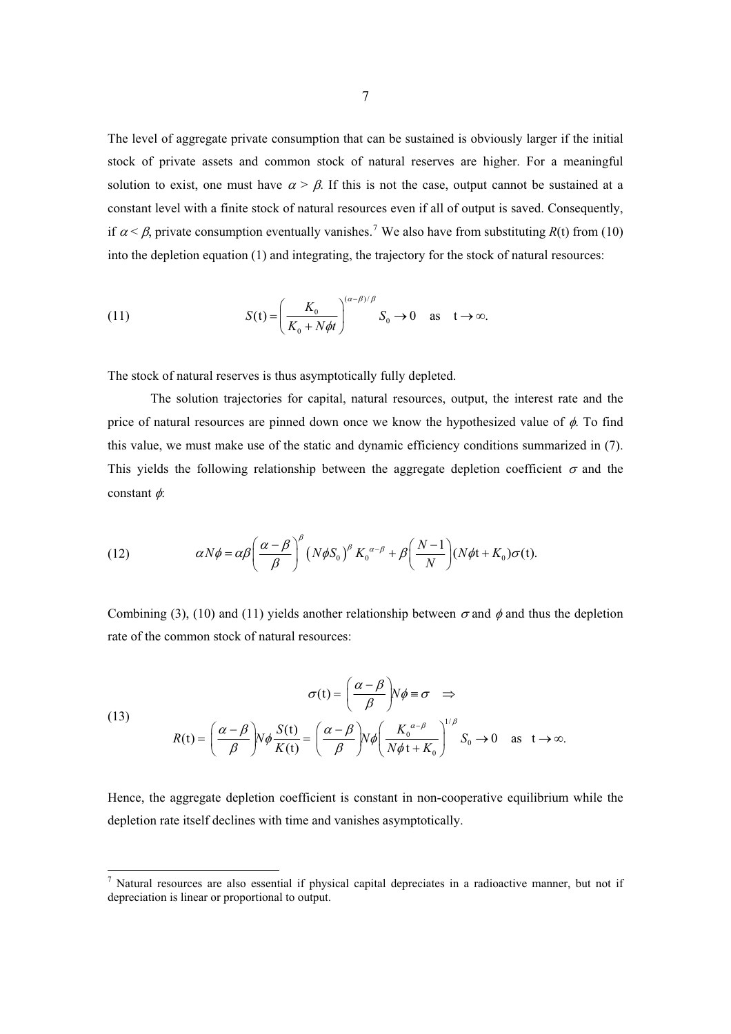The level of aggregate private consumption that can be sustained is obviously larger if the initial stock of private assets and common stock of natural reserves are higher. For a meaningful solution to exist, one must have $\alpha > \beta$. If this is not the case, output cannot be sustained at a constant level with a finite stock of natural resources even if all of output is saved. Consequently, if $\alpha < \beta$, private consumption eventually vanishes.[7] We also have from substituting $R$(t) from (10) into the depletion equation (1) and integrating, the trajectory for the stock of natural resources:

$$
(11) \qquad S(\mathrm{t}) = \left( \frac{K_0}{K_0 + N\phi t} \right)^{(\alpha-\beta)/\beta} S_0 \to 0 \quad \text{as} \quad \mathrm{t} \to \infty.
$$

The stock of natural reserves is thus asymptotically fully depleted.

The solution trajectories for capital, natural resources, output, the interest rate and the price of natural resources are pinned down once we know the hypothesized value of $\phi$. To find this value, we must make use of the static and dynamic efficiency conditions summarized in (7). This yields the following relationship between the aggregate depletion coefficient $\sigma$ and the constant $\phi$:

$$
(12) \qquad \alpha N\phi = \alpha\beta \left( \frac{\alpha-\beta}{\beta} \right)^{\beta} \left( N\phi S_0 \right)^{\beta} K_0^{\alpha-\beta} + \beta \left( \frac{N-1}{N} \right) (N\phi \mathrm{t} + K_0)\sigma(\mathrm{t}).
$$

Combining (3), (10) and (11) yields another relationship between $\sigma$ and $\phi$ and thus the depletion rate of the common stock of natural resources:

$$
(13) \qquad
\begin{gathered}
\sigma(\mathrm{t}) = \left( \frac{\alpha-\beta}{\beta} \right) N\phi \equiv \sigma \quad \Rightarrow \\
R(\mathrm{t}) = \left( \frac{\alpha-\beta}{\beta} \right) N\phi \frac{S(\mathrm{t})}{K(\mathrm{t})} = \left( \frac{\alpha-\beta}{\beta} \right) N\phi \left( \frac{K_0^{\alpha-\beta}}{N\phi \mathrm{t} + K_0} \right)^{1/\beta} S_0 \to 0 \quad \text{as} \quad \mathrm{t} \to \infty.
\end{gathered}
$$

Hence, the aggregate depletion coefficient is constant in non-cooperative equilibrium while the depletion rate itself declines with time and vanishes asymptotically.

[7] Natural resources are also essential if physical capital depreciates in a radioactive manner, but not if depreciation is linear or proportional to output.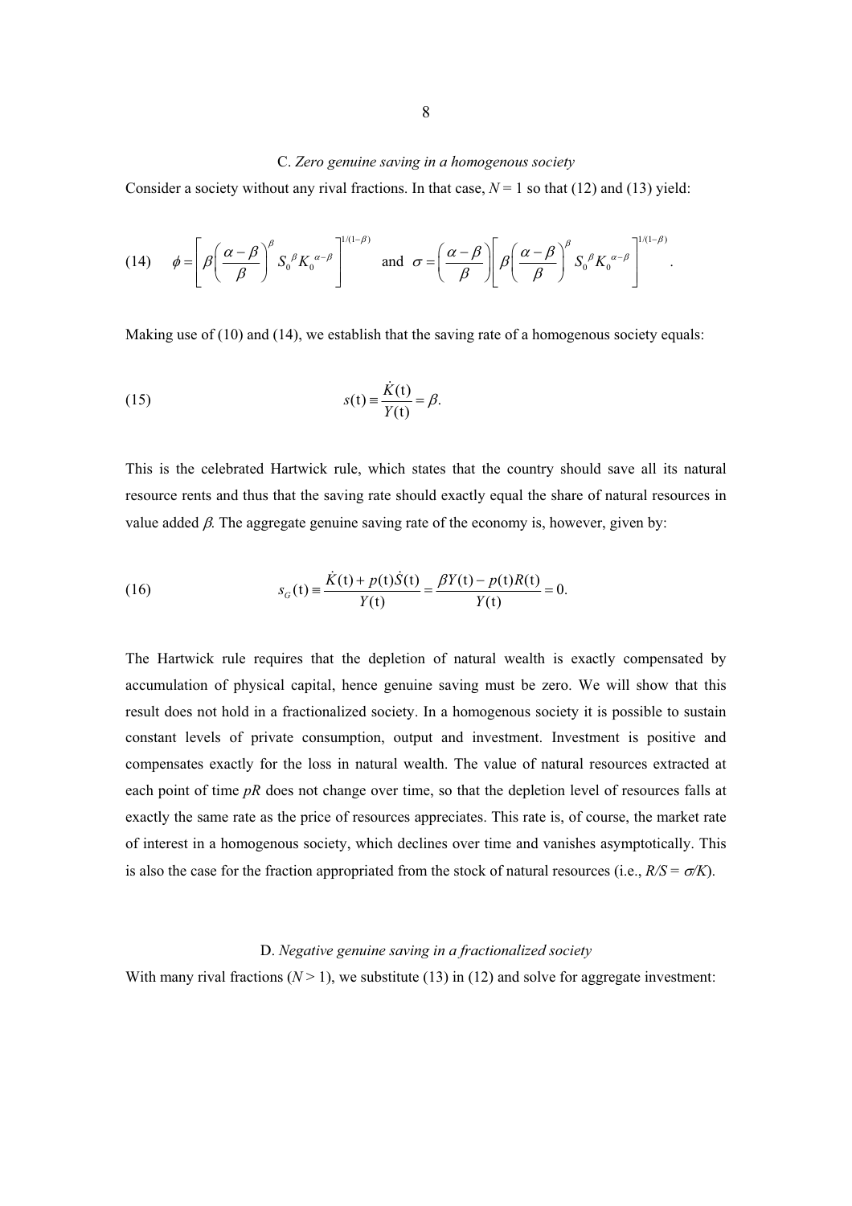### C. *Zero genuine saving in a homogenous society*

Consider a society without any rival fractions. In that case, $N = 1$ so that (12) and (13) yield:

$$\text{(14)} \qquad \phi = \left[ \beta \left( \frac{\alpha - \beta}{\beta} \right)^{\beta} S_0^{\ \beta} K_0^{\ \alpha - \beta} \right]^{1/(1-\beta)} \quad \text{and} \quad \sigma = \left( \frac{\alpha - \beta}{\beta} \right) \left[ \beta \left( \frac{\alpha - \beta}{\beta} \right)^{\beta} S_0^{\ \beta} K_0^{\ \alpha - \beta} \right]^{1/(1-\beta)}.$$

Making use of (10) and (14), we establish that the saving rate of a homogenous society equals:

$$\text{(15)} \qquad s(\mathrm{t}) \equiv \frac{\dot{K}(\mathrm{t})}{Y(\mathrm{t})} = \beta.$$

This is the celebrated Hartwick rule, which states that the country should save all its natural resource rents and thus that the saving rate should exactly equal the share of natural resources in value added $\beta$. The aggregate genuine saving rate of the economy is, however, given by:

$$\text{(16)} \qquad s_G(\mathrm{t}) \equiv \frac{\dot{K}(\mathrm{t}) + p(\mathrm{t})\dot{S}(\mathrm{t})}{Y(\mathrm{t})} = \frac{\beta Y(\mathrm{t}) - p(\mathrm{t})R(\mathrm{t})}{Y(\mathrm{t})} = 0.$$

The Hartwick rule requires that the depletion of natural wealth is exactly compensated by accumulation of physical capital, hence genuine saving must be zero. We will show that this result does not hold in a fractionalized society. In a homogenous society it is possible to sustain constant levels of private consumption, output and investment. Investment is positive and compensates exactly for the loss in natural wealth. The value of natural resources extracted at each point of time $pR$ does not change over time, so that the depletion level of resources falls at exactly the same rate as the price of resources appreciates. This rate is, of course, the market rate of interest in a homogenous society, which declines over time and vanishes asymptotically. This is also the case for the fraction appropriated from the stock of natural resources (i.e., $R/S = \sigma/K$).

### D. *Negative genuine saving in a fractionalized society*

With many rival fractions ($N > 1$), we substitute (13) in (12) and solve for aggregate investment: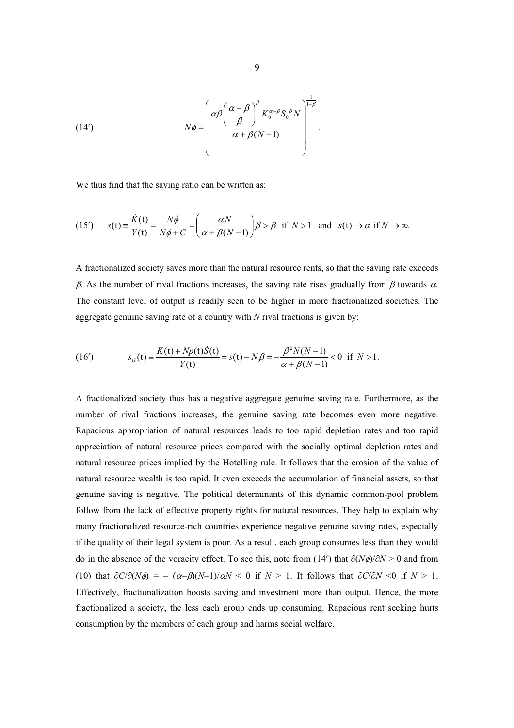$$(14') \qquad N\phi = \left( \frac{\alpha\beta\left(\dfrac{\alpha-\beta}{\beta}\right)^{\beta} K_0^{\alpha-\beta} S_0^{\ \beta} N}{\alpha + \beta(N-1)} \right)^{\frac{1}{1-\beta}}.$$

We thus find that the saving ratio can be written as:

$$(15') \qquad s(\mathrm{t}) \equiv \frac{\dot{K}(\mathrm{t})}{Y(\mathrm{t})} = \frac{N\phi}{N\phi + C} = \left( \frac{\alpha N}{\alpha + \beta(N-1)} \right)\beta > \beta \ \text{ if } N > 1 \ \text{ and } \ s(\mathrm{t}) \to \alpha \text{ if } N \to \infty.$$

A fractionalized society saves more than the natural resource rents, so that the saving rate exceeds $\beta$. As the number of rival fractions increases, the saving rate rises gradually from $\beta$ towards $\alpha$. The constant level of output is readily seen to be higher in more fractionalized societies. The aggregate genuine saving rate of a country with *N* rival fractions is given by:

$$(16') \qquad s_G(\mathrm{t}) \equiv \frac{\dot{K}(\mathrm{t}) + Np(\mathrm{t})\dot{S}(\mathrm{t})}{Y(\mathrm{t})} = s(\mathrm{t}) - N\beta = -\frac{\beta^2 N(N-1)}{\alpha + \beta(N-1)} < 0 \ \text{ if } \ N > 1.$$

A fractionalized society thus has a negative aggregate genuine saving rate. Furthermore, as the number of rival fractions increases, the genuine saving rate becomes even more negative. Rapacious appropriation of natural resources leads to too rapid depletion rates and too rapid appreciation of natural resource prices compared with the socially optimal depletion rates and natural resource prices implied by the Hotelling rule. It follows that the erosion of the value of natural resource wealth is too rapid. It even exceeds the accumulation of financial assets, so that genuine saving is negative. The political determinants of this dynamic common-pool problem follow from the lack of effective property rights for natural resources. They help to explain why many fractionalized resource-rich countries experience negative genuine saving rates, especially if the quality of their legal system is poor. As a result, each group consumes less than they would do in the absence of the voracity effect. To see this, note from (14′) that $\partial(N\phi)/\partial N > 0$ and from (10) that $\partial C/\partial(N\phi) = -(\alpha-\beta)(N-1)/\alpha N < 0$ if $N > 1$. It follows that $\partial C/\partial N < 0$ if $N > 1$. Effectively, fractionalization boosts saving and investment more than output. Hence, the more fractionalized a society, the less each group ends up consuming. Rapacious rent seeking hurts consumption by the members of each group and harms social welfare.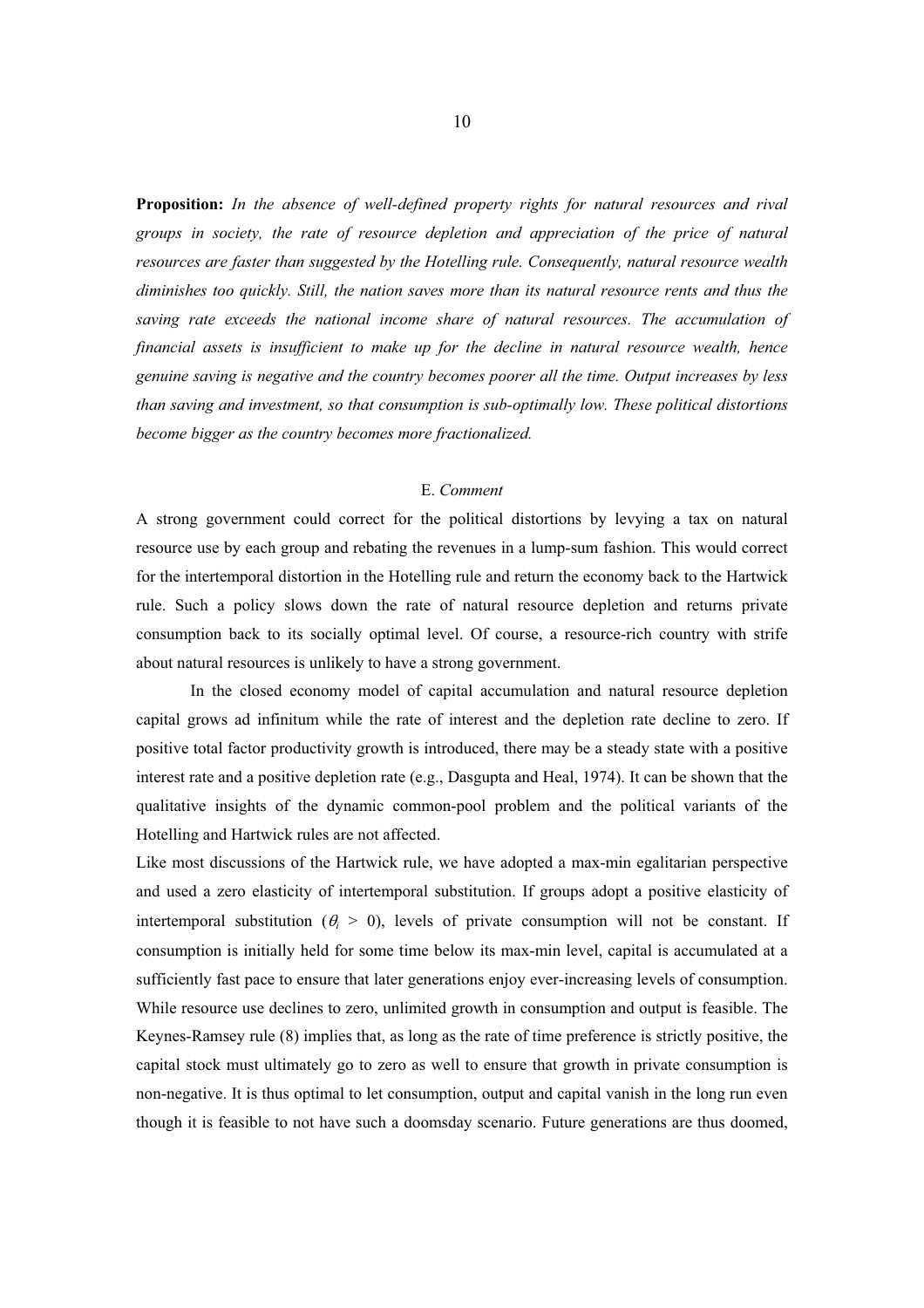**Proposition:** *In the absence of well-defined property rights for natural resources and rival groups in society, the rate of resource depletion and appreciation of the price of natural resources are faster than suggested by the Hotelling rule. Consequently, natural resource wealth diminishes too quickly. Still, the nation saves more than its natural resource rents and thus the saving rate exceeds the national income share of natural resources. The accumulation of financial assets is insufficient to make up for the decline in natural resource wealth, hence genuine saving is negative and the country becomes poorer all the time. Output increases by less than saving and investment, so that consumption is sub-optimally low. These political distortions become bigger as the country becomes more fractionalized.*

## E. *Comment*

A strong government could correct for the political distortions by levying a tax on natural resource use by each group and rebating the revenues in a lump-sum fashion. This would correct for the intertemporal distortion in the Hotelling rule and return the economy back to the Hartwick rule. Such a policy slows down the rate of natural resource depletion and returns private consumption back to its socially optimal level. Of course, a resource-rich country with strife about natural resources is unlikely to have a strong government.

In the closed economy model of capital accumulation and natural resource depletion capital grows ad infinitum while the rate of interest and the depletion rate decline to zero. If positive total factor productivity growth is introduced, there may be a steady state with a positive interest rate and a positive depletion rate (e.g., Dasgupta and Heal, 1974). It can be shown that the qualitative insights of the dynamic common-pool problem and the political variants of the Hotelling and Hartwick rules are not affected.

Like most discussions of the Hartwick rule, we have adopted a max-min egalitarian perspective and used a zero elasticity of intertemporal substitution. If groups adopt a positive elasticity of intertemporal substitution ($\theta_i > 0$), levels of private consumption will not be constant. If consumption is initially held for some time below its max-min level, capital is accumulated at a sufficiently fast pace to ensure that later generations enjoy ever-increasing levels of consumption. While resource use declines to zero, unlimited growth in consumption and output is feasible. The Keynes-Ramsey rule (8) implies that, as long as the rate of time preference is strictly positive, the capital stock must ultimately go to zero as well to ensure that growth in private consumption is non-negative. It is thus optimal to let consumption, output and capital vanish in the long run even though it is feasible to not have such a doomsday scenario. Future generations are thus doomed,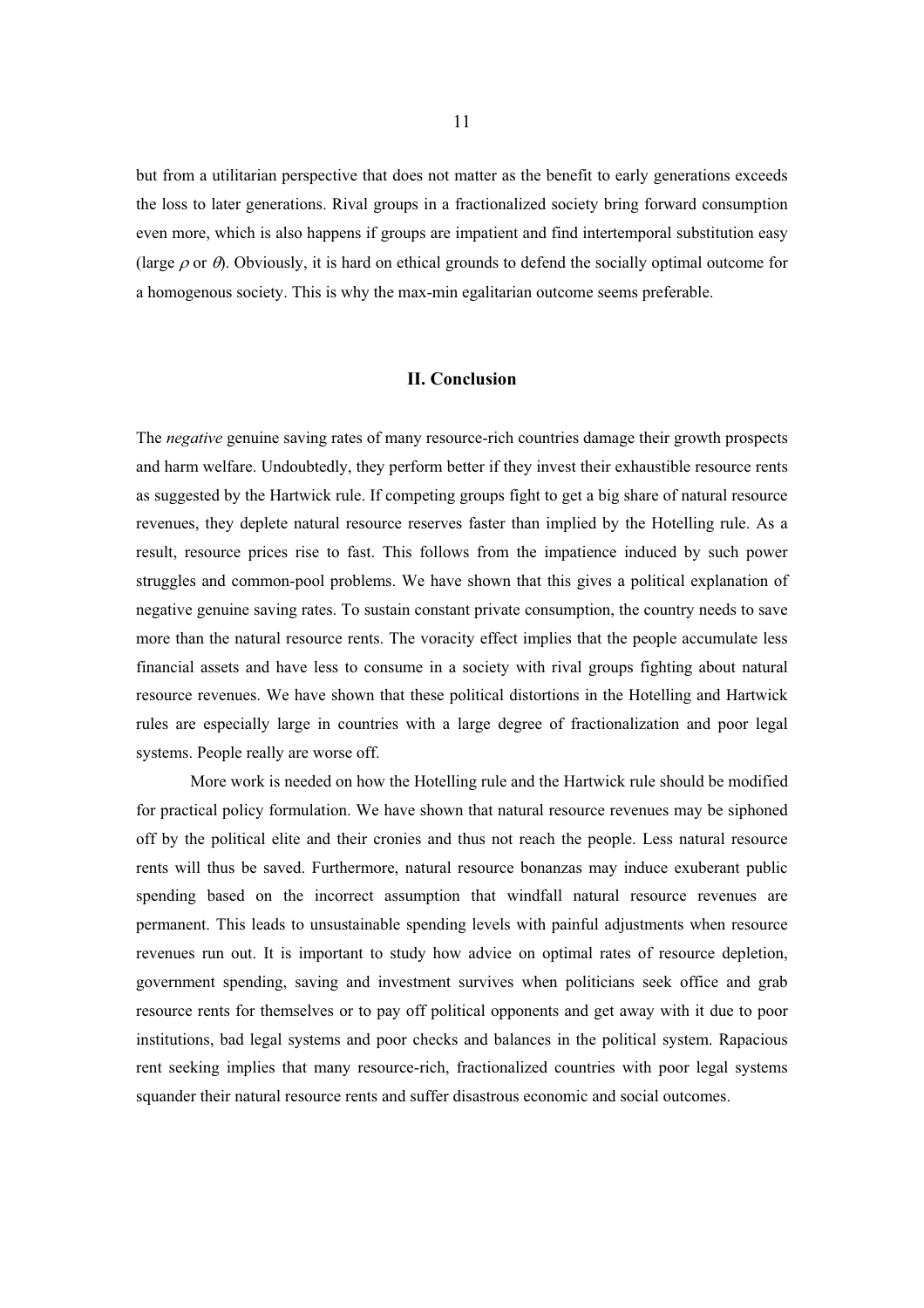but from a utilitarian perspective that does not matter as the benefit to early generations exceeds the loss to later generations. Rival groups in a fractionalized society bring forward consumption even more, which is also happens if groups are impatient and find intertemporal substitution easy (large $\rho$ or $\theta$). Obviously, it is hard on ethical grounds to defend the socially optimal outcome for a homogenous society. This is why the max-min egalitarian outcome seems preferable.

## II. Conclusion

The *negative* genuine saving rates of many resource-rich countries damage their growth prospects and harm welfare. Undoubtedly, they perform better if they invest their exhaustible resource rents as suggested by the Hartwick rule. If competing groups fight to get a big share of natural resource revenues, they deplete natural resource reserves faster than implied by the Hotelling rule. As a result, resource prices rise to fast. This follows from the impatience induced by such power struggles and common-pool problems. We have shown that this gives a political explanation of negative genuine saving rates. To sustain constant private consumption, the country needs to save more than the natural resource rents. The voracity effect implies that the people accumulate less financial assets and have less to consume in a society with rival groups fighting about natural resource revenues. We have shown that these political distortions in the Hotelling and Hartwick rules are especially large in countries with a large degree of fractionalization and poor legal systems. People really are worse off.

More work is needed on how the Hotelling rule and the Hartwick rule should be modified for practical policy formulation. We have shown that natural resource revenues may be siphoned off by the political elite and their cronies and thus not reach the people. Less natural resource rents will thus be saved. Furthermore, natural resource bonanzas may induce exuberant public spending based on the incorrect assumption that windfall natural resource revenues are permanent. This leads to unsustainable spending levels with painful adjustments when resource revenues run out. It is important to study how advice on optimal rates of resource depletion, government spending, saving and investment survives when politicians seek office and grab resource rents for themselves or to pay off political opponents and get away with it due to poor institutions, bad legal systems and poor checks and balances in the political system. Rapacious rent seeking implies that many resource-rich, fractionalized countries with poor legal systems squander their natural resource rents and suffer disastrous economic and social outcomes.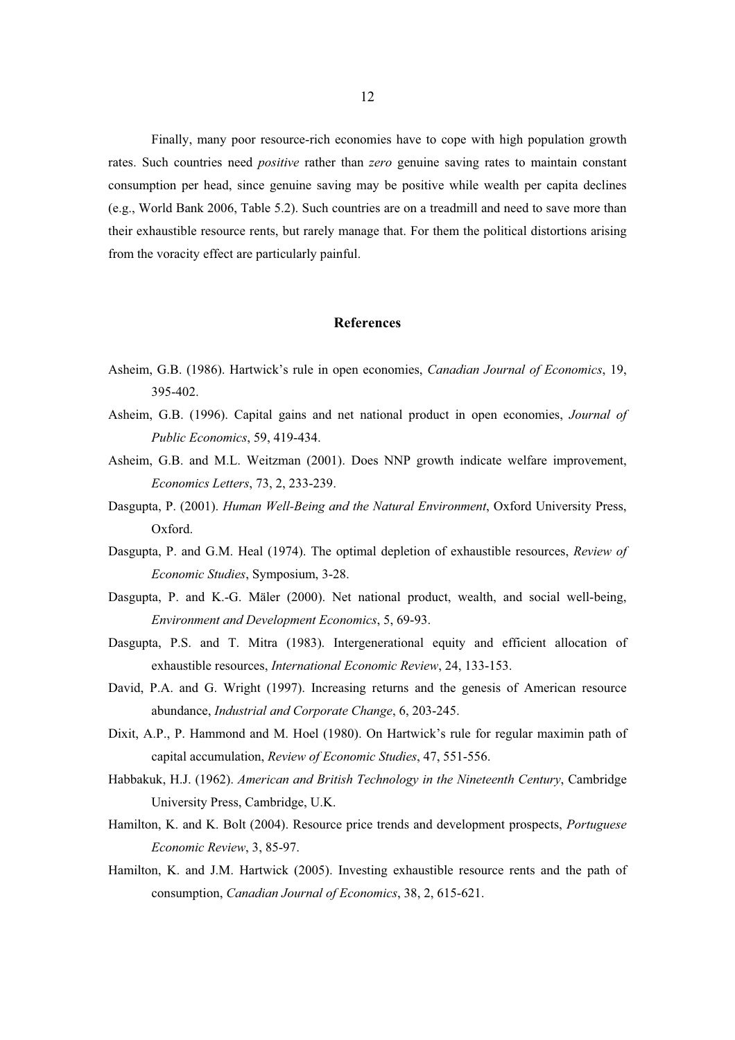Finally, many poor resource-rich economies have to cope with high population growth rates. Such countries need *positive* rather than *zero* genuine saving rates to maintain constant consumption per head, since genuine saving may be positive while wealth per capita declines (e.g., World Bank 2006, Table 5.2). Such countries are on a treadmill and need to save more than their exhaustible resource rents, but rarely manage that. For them the political distortions arising from the voracity effect are particularly painful.

## References

Asheim, G.B. (1986). Hartwick's rule in open economies, *Canadian Journal of Economics*, 19, 395-402.

Asheim, G.B. (1996). Capital gains and net national product in open economies, *Journal of Public Economics*, 59, 419-434.

Asheim, G.B. and M.L. Weitzman (2001). Does NNP growth indicate welfare improvement, *Economics Letters*, 73, 2, 233-239.

Dasgupta, P. (2001). *Human Well-Being and the Natural Environment*, Oxford University Press, Oxford.

Dasgupta, P. and G.M. Heal (1974). The optimal depletion of exhaustible resources, *Review of Economic Studies*, Symposium, 3-28.

Dasgupta, P. and K.-G. Mäler (2000). Net national product, wealth, and social well-being, *Environment and Development Economics*, 5, 69-93.

Dasgupta, P.S. and T. Mitra (1983). Intergenerational equity and efficient allocation of exhaustible resources, *International Economic Review*, 24, 133-153.

David, P.A. and G. Wright (1997). Increasing returns and the genesis of American resource abundance, *Industrial and Corporate Change*, 6, 203-245.

Dixit, A.P., P. Hammond and M. Hoel (1980). On Hartwick's rule for regular maximin path of capital accumulation, *Review of Economic Studies*, 47, 551-556.

Habbakuk, H.J. (1962). *American and British Technology in the Nineteenth Century*, Cambridge University Press, Cambridge, U.K.

Hamilton, K. and K. Bolt (2004). Resource price trends and development prospects, *Portuguese Economic Review*, 3, 85-97.

Hamilton, K. and J.M. Hartwick (2005). Investing exhaustible resource rents and the path of consumption, *Canadian Journal of Economics*, 38, 2, 615-621.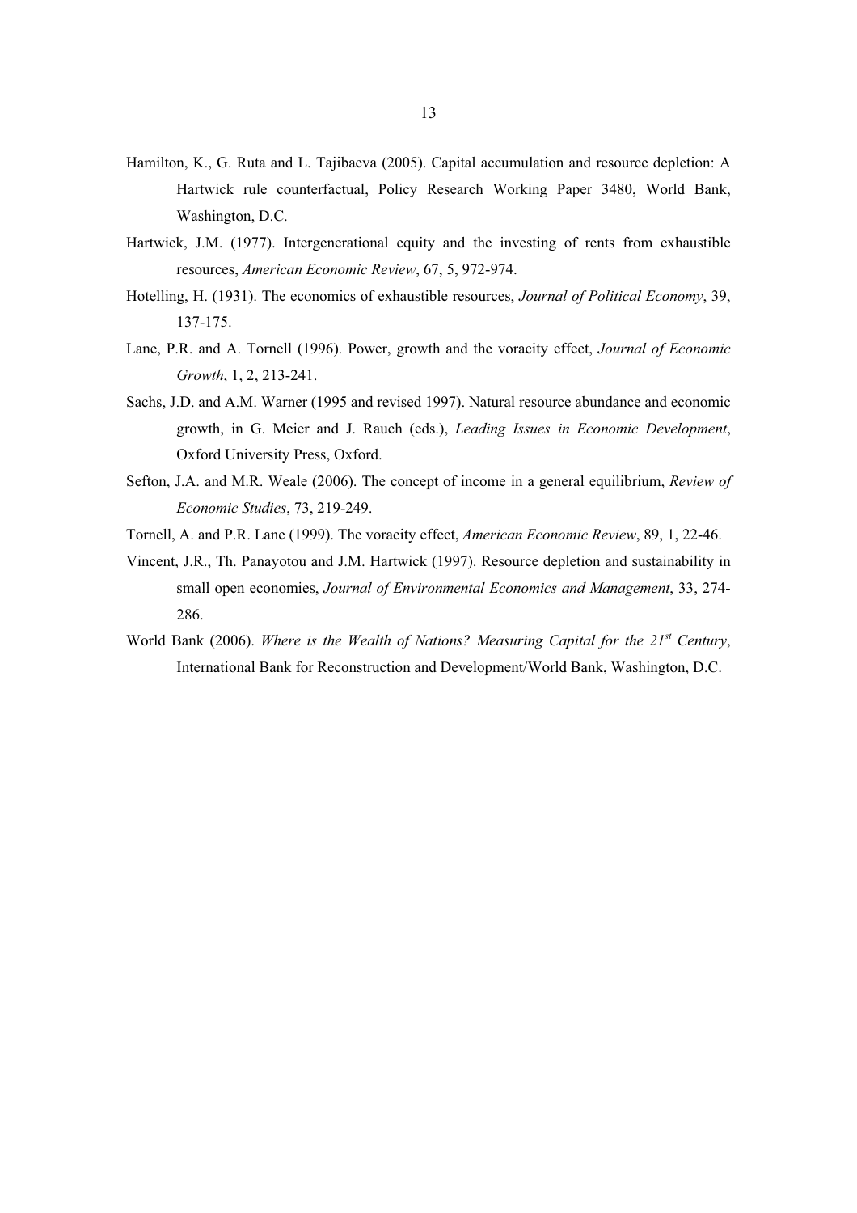Hamilton, K., G. Ruta and L. Tajibaeva (2005). Capital accumulation and resource depletion: A Hartwick rule counterfactual, Policy Research Working Paper 3480, World Bank, Washington, D.C.

Hartwick, J.M. (1977). Intergenerational equity and the investing of rents from exhaustible resources, *American Economic Review*, 67, 5, 972-974.

Hotelling, H. (1931). The economics of exhaustible resources, *Journal of Political Economy*, 39, 137-175.

Lane, P.R. and A. Tornell (1996). Power, growth and the voracity effect, *Journal of Economic Growth*, 1, 2, 213-241.

Sachs, J.D. and A.M. Warner (1995 and revised 1997). Natural resource abundance and economic growth, in G. Meier and J. Rauch (eds.), *Leading Issues in Economic Development*, Oxford University Press, Oxford.

Sefton, J.A. and M.R. Weale (2006). The concept of income in a general equilibrium, *Review of Economic Studies*, 73, 219-249.

Tornell, A. and P.R. Lane (1999). The voracity effect, *American Economic Review*, 89, 1, 22-46.

Vincent, J.R., Th. Panayotou and J.M. Hartwick (1997). Resource depletion and sustainability in small open economies, *Journal of Environmental Economics and Management*, 33, 274-286.

World Bank (2006). *Where is the Wealth of Nations? Measuring Capital for the 21st Century*, International Bank for Reconstruction and Development/World Bank, Washington, D.C.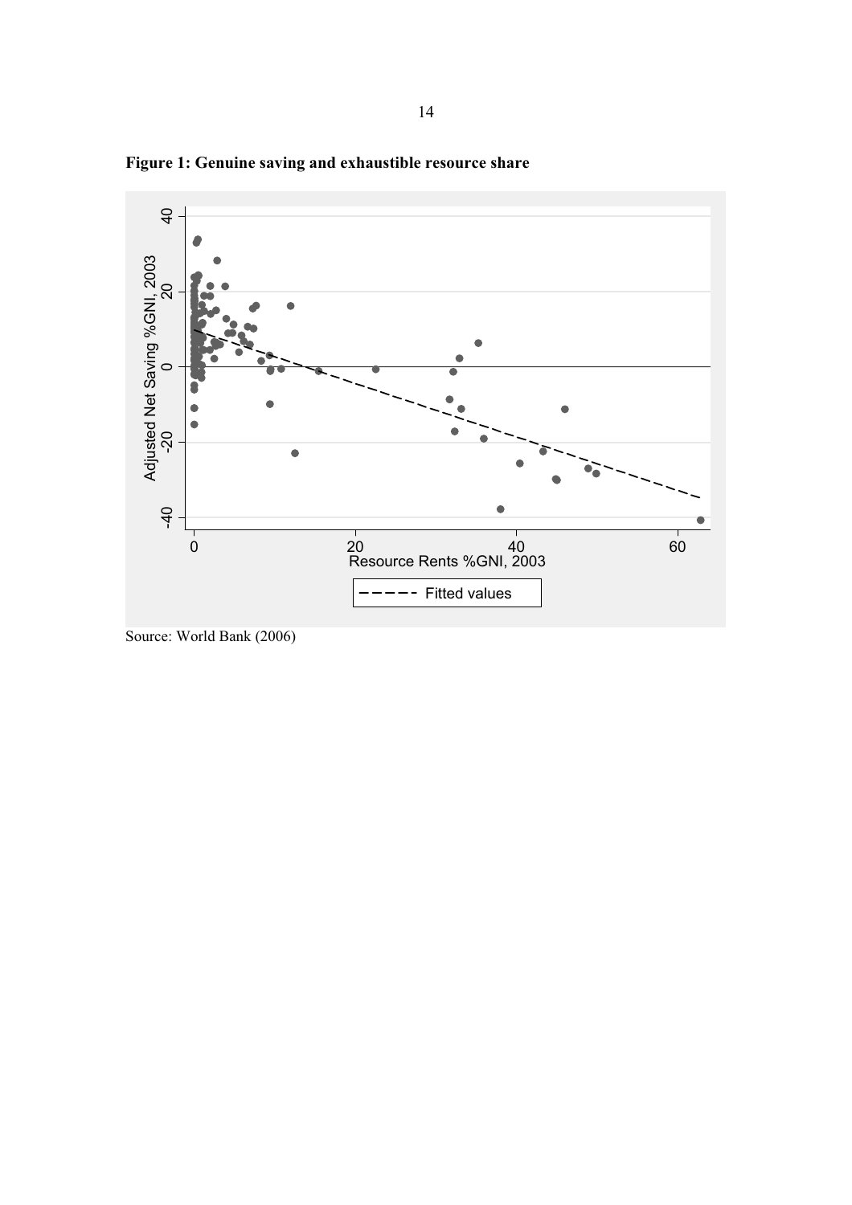**Figure 1: Genuine saving and exhaustible resource share**

Source: World Bank (2006)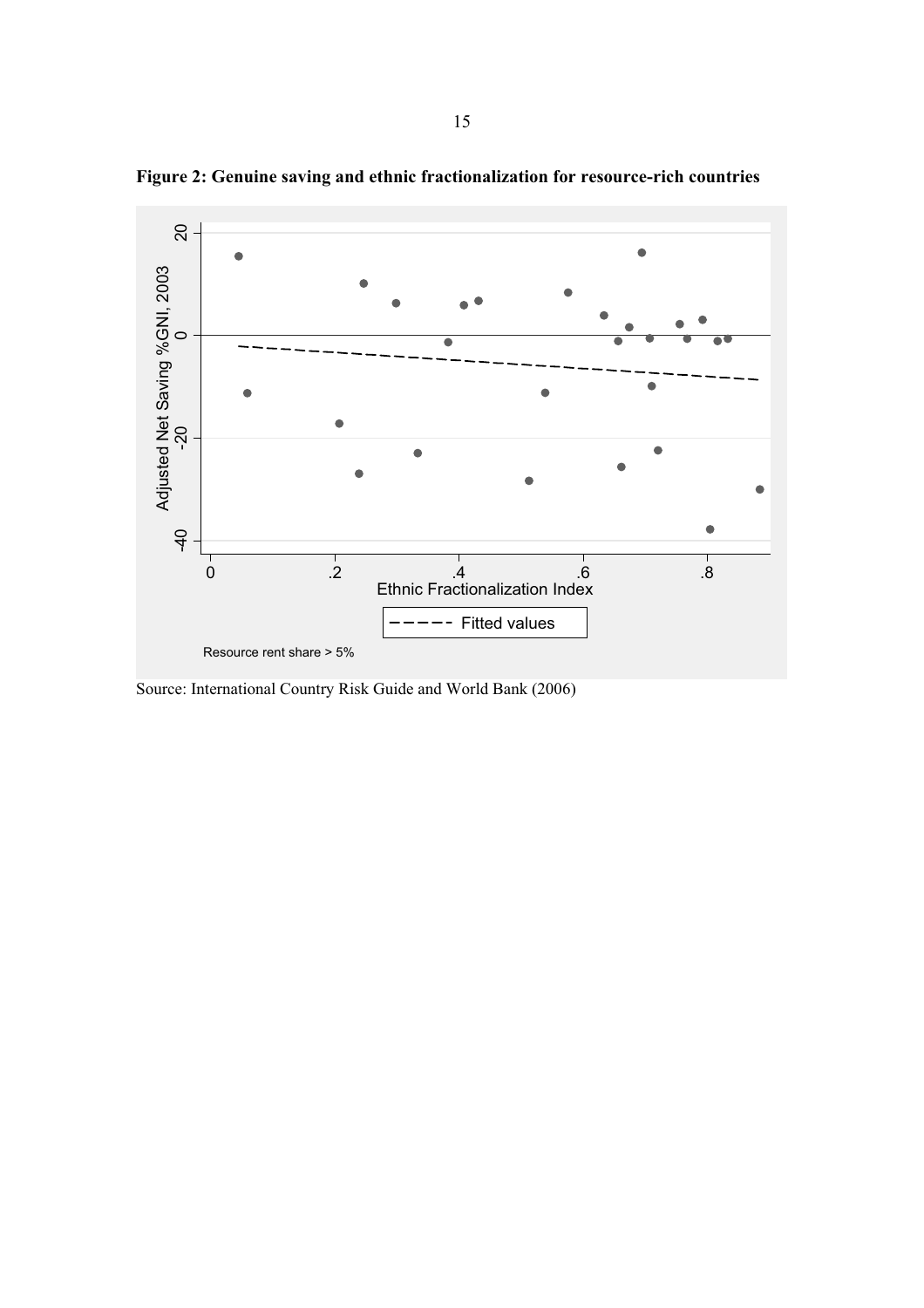**Figure 2: Genuine saving and ethnic fractionalization for resource-rich countries**

Source: International Country Risk Guide and World Bank (2006)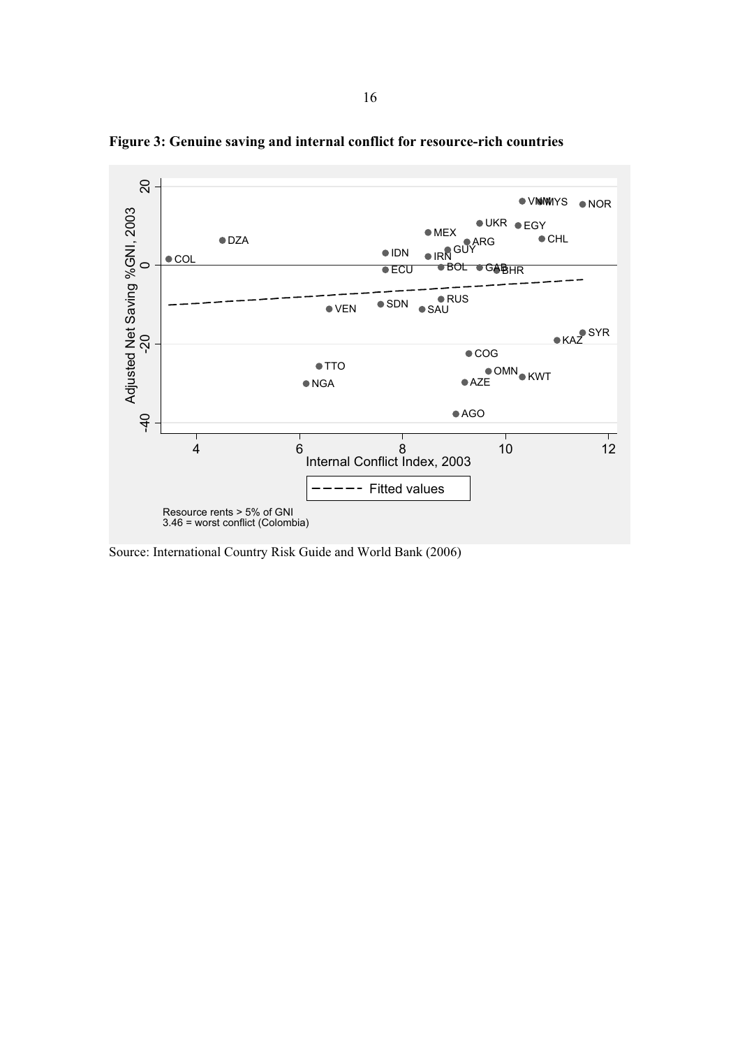**Figure 3: Genuine saving and internal conflict for resource-rich countries**

Adjusted Net Saving %GNI, 2003

20
0
-20
-40

4
6
8
10
12

Internal Conflict Index, 2003

COL DZA IDN ECU MEX IRN GUY ARG UKR BOL GAB BHR EGY VNM MYS NOR CHL VEN SDN SAU RUS KAZ SYR COG TTO NGA OMN AZE KWT AGO

Fitted values

Resource rents > 5% of GNI
3.46 = worst conflict (Colombia)

Source: International Country Risk Guide and World Bank (2006)